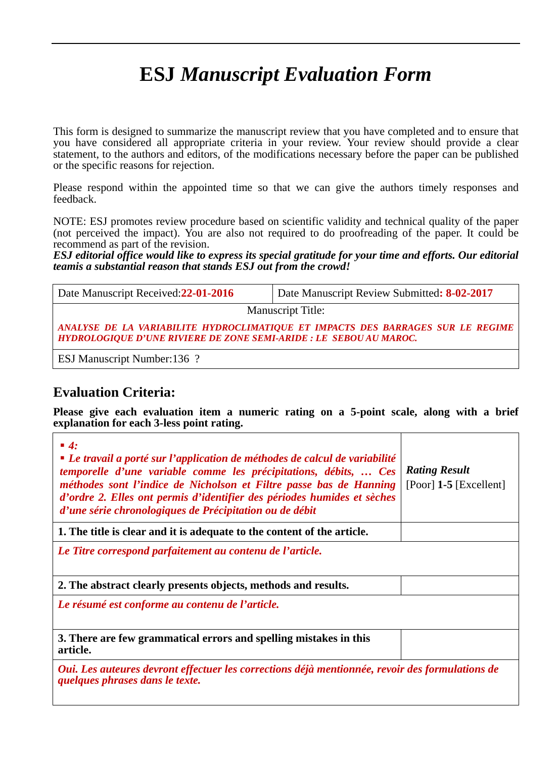# ESJ *Manuscript Evaluation Form*

This form is designed to summarize the manuscript review that you have completed and to ensure that you have considered all appropriate criteria in your review. Your review should provide a clear statement, to the authors and editors, of the modifications necessary before the paper can be published or the specific reasons for rejection.

Please respond within the appointed time so that we can give the authors timely responses and feedback.

NOTE: ESJ promotes review procedure based on scientific validity and technical quality of the paper (not perceived the impact). You are also not required to do proofreading of the paper. It could be recommend as part of the revision.

***ESJ editorial office would like to express its special gratitude for your time and efforts. Our editorial teamis a substantial reason that stands ESJ out from the crowd!***

| Date Manuscript Received:**22-01-2016** | Date Manuscript Review Submitted**: 8-02-2017** |
|---|---|
| Manuscript Title: *ANALYSE DE LA VARIABILITE HYDROCLIMATIQUE ET IMPACTS DES BARRAGES SUR LE REGIME HYDROLOGIQUE D'UNE RIVIERE DE ZONE SEMI-ARIDE : LE SEBOU AU MAROC.* | |
| ESJ Manuscript Number:136 ? | |

## Evaluation Criteria:

**Please give each evaluation item a numeric rating on a 5-point scale, along with a brief explanation for each 3-less point rating.**

| ▪ ***4:*** ▪ ***Le travail a porté sur l'application de méthodes de calcul de variabilité temporelle d'une variable comme les précipitations, débits, … Ces méthodes sont l'indice de Nicholson et Filtre passe bas de Hanning d'ordre 2. Elles ont permis d'identifier des périodes humides et sèches d'une série chronologiques de Précipitation ou de débit*** | ***Rating Result*** [Poor] **1-5** [Excellent] |
|---|---|
| **1. The title is clear and it is adequate to the content of the article.** | |
| ***Le Titre correspond parfaitement au contenu de l'article.*** | |
| **2. The abstract clearly presents objects, methods and results.** | |
| ***Le résumé est conforme au contenu de l'article.*** | |
| **3. There are few grammatical errors and spelling mistakes in this article.** | |
| ***Oui. Les auteures devront effectuer les corrections déjà mentionnée, revoir des formulations de quelques phrases dans le texte.*** | |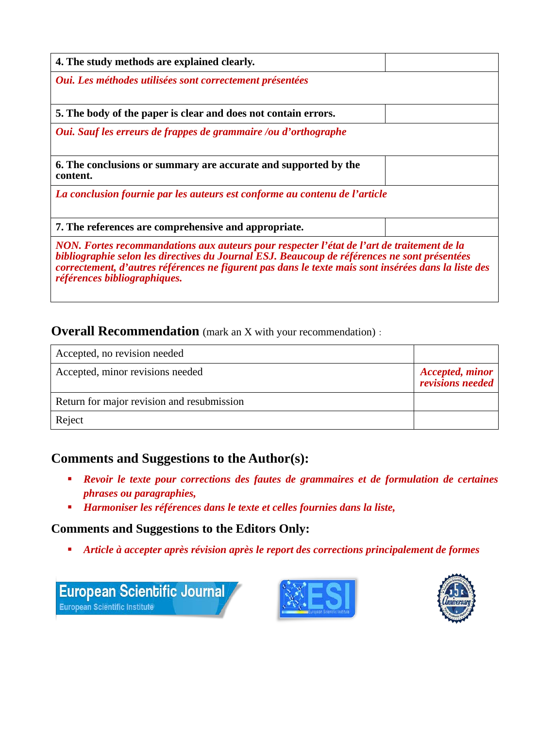| | |
|---|---|
| **4. The study methods are explained clearly.** | |
| ***Oui. Les méthodes utilisées sont correctement présentées*** | |
| **5. The body of the paper is clear and does not contain errors.** | |
| ***Oui. Sauf les erreurs de frappes de grammaire /ou d'orthographe*** | |
| **6. The conclusions or summary are accurate and supported by the content.** | |
| ***La conclusion fournie par les auteurs est conforme au contenu de l'article*** | |
| **7. The references are comprehensive and appropriate.** | |
| ***NON. Fortes recommandations aux auteurs pour respecter l'état de l'art de traitement de la bibliographie selon les directives du Journal ESJ. Beaucoup de références ne sont présentées correctement, d'autres références ne figurent pas dans le texte mais sont insérées dans la liste des références bibliographiques.*** | |

## Overall Recommendation (mark an X with your recommendation) :

| | |
|---|---|
| Accepted, no revision needed | |
| Accepted, minor revisions needed | ***Accepted, minor revisions needed*** |
| Return for major revision and resubmission | |
| Reject | |

## Comments and Suggestions to the Author(s):

- ***Revoir le texte pour corrections des fautes de grammaires et de formulation de certaines phrases ou paragraphies,***
- ***Harmoniser les références dans le texte et celles fournies dans la liste,***

## Comments and Suggestions to the Editors Only:

- ***Article à accepter après révision après le report des corrections principalement de formes***